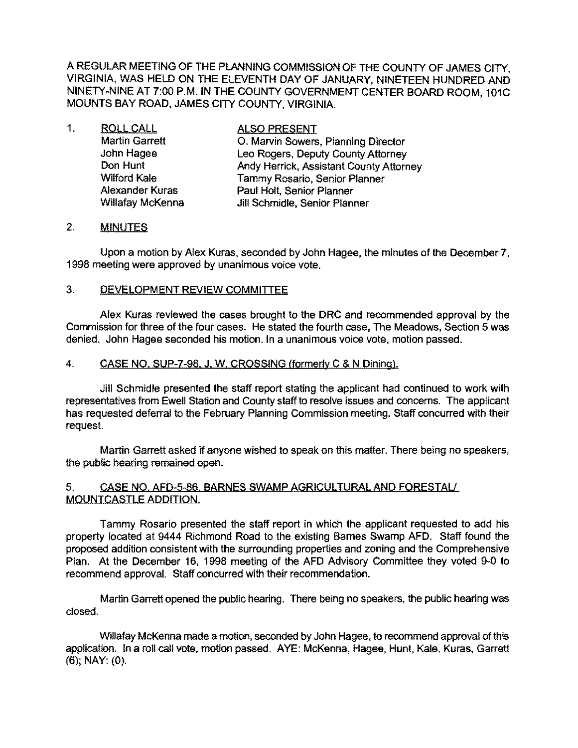A REGULAR MEETING OF THE PLANNING COMMISSION OF THE COUNTY OF JAMES CITY, VIRGINIA, WAS HELD ON THE ELEVENTH DAY OF JANUARY, NINETEEN HUNDRED AND NINETY-NINE AT 7:00 P.M. IN THE COUNTY GOVERNMENT CENTER BOARD ROOM, 101C MOUNTS BAY ROAD, JAMES CITY COUNTY, VIRGINIA.

1. ROLL CALL

| ROLL CALL | ALSO PRESENT |
|---|---|
| Martin Garrett | O. Marvin Sowers, Planning Director |
| John Hagee | Leo Rogers, Deputy County Attorney |
| Don Hunt | Andy Herrick, Assistant County Attorney |
| Wilford Kale | Tammy Rosario, Senior Planner |
| Alexander Kuras | Paul Holt, Senior Planner |
| Willafay McKenna | Jill Schmidle, Senior Planner |

2. MINUTES

Upon a motion by Alex Kuras, seconded by John Hagee, the minutes of the December 7, 1998 meeting were approved by unanimous voice vote.

3. DEVELOPMENT REVIEW COMMITTEE

Alex Kuras reviewed the cases brought to the DRC and recommended approval by the Commission for three of the four cases. He stated the fourth case, The Meadows, Section 5 was denied. John Hagee seconded his motion. In a unanimous voice vote, motion passed.

4. CASE NO. SUP-7-98. J. W. CROSSING (formerly C & N Dining).

Jill Schmidle presented the staff report stating the applicant had continued to work with representatives from Ewell Station and County staff to resolve issues and concerns. The applicant has requested deferral to the February Planning Commission meeting. Staff concurred with their request.

Martin Garrett asked if anyone wished to speak on this matter. There being no speakers, the public hearing remained open.

5. CASE NO. AFD-5-86. BARNES SWAMP AGRICULTURAL AND FORESTAL/ MOUNTCASTLE ADDITION.

Tammy Rosario presented the staff report in which the applicant requested to add his property located at 9444 Richmond Road to the existing Barnes Swamp AFD. Staff found the proposed addition consistent with the surrounding properties and zoning and the Comprehensive Plan. At the December 16, 1998 meeting of the AFD Advisory Committee they voted 9-0 to recommend approval. Staff concurred with their recommendation.

Martin Garrett opened the public hearing. There being no speakers, the public hearing was closed.

Willafay McKenna made a motion, seconded by John Hagee, to recommend approval of this application. In a roll call vote, motion passed. AYE: McKenna, Hagee, Hunt, Kale, Kuras, Garrett (6); NAY: (0).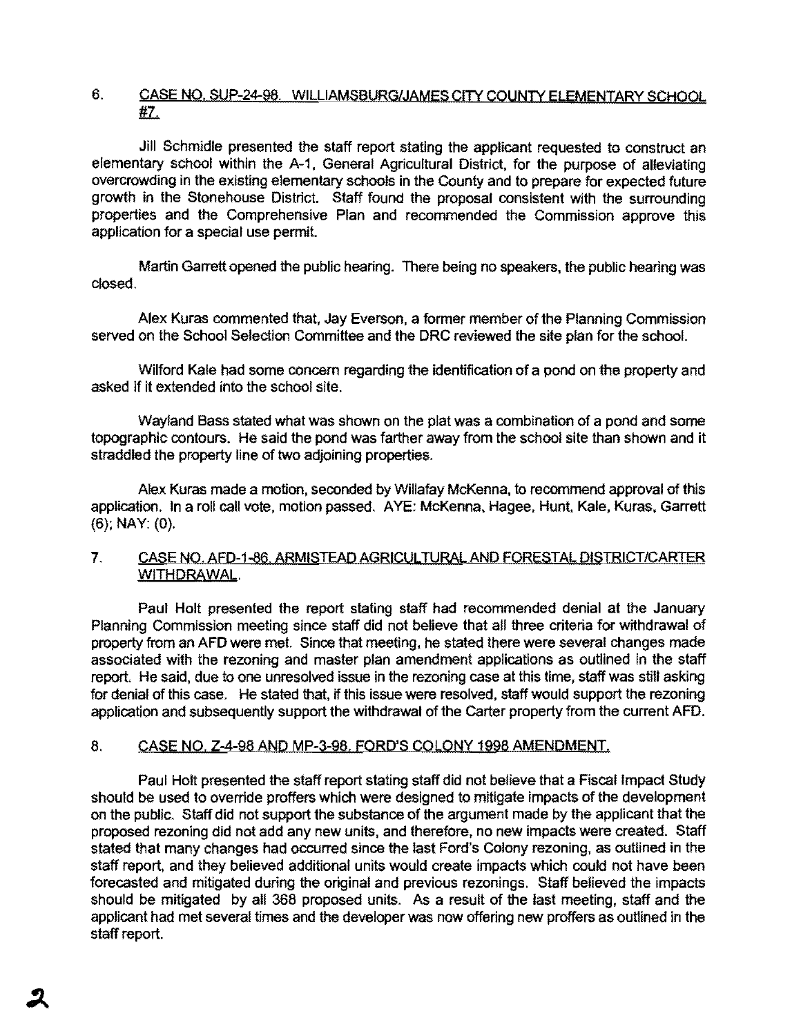6. CASE NO. SUP-24-98. WILLIAMSBURG/JAMES CITY COUNTY ELEMENTARY SCHOOL #7.

Jill Schmidle presented the staff report stating the applicant requested to construct an elementary school within the A-1, General Agricultural District, for the purpose of alleviating overcrowding in the existing elementary schools in the County and to prepare for expected future growth in the Stonehouse District. Staff found the proposal consistent with the surrounding properties and the Comprehensive Plan and recommended the Commission approve this application for a special use permit.

Martin Garrett opened the public hearing. There being no speakers, the public hearing was closed.

Alex Kuras commented that, Jay Everson, a former member of the Planning Commission served on the School Selection Committee and the DRC reviewed the site plan for the school.

Wilford Kale had some concern regarding the identification of a pond on the property and asked if it extended into the school site.

Wayland Bass stated what was shown on the plat was a combination of a pond and some topographic contours. He said the pond was farther away from the school site than shown and it straddled the property line of two adjoining properties.

Alex Kuras made a motion, seconded by Willafay McKenna, to recommend approval of this application. In a roll call vote, motion passed. AYE: McKenna, Hagee, Hunt, Kale, Kuras, Garrett (6); NAY: (0).

7. CASE NO. AFD-1-86. ARMISTEAD AGRICULTURAL AND FORESTAL DISTRICT/CARTER WITHDRAWAL.

Paul Holt presented the report stating staff had recommended denial at the January Planning Commission meeting since staff did not believe that all three criteria for withdrawal of property from an AFD were met. Since that meeting, he stated there were several changes made associated with the rezoning and master plan amendment applications as outlined in the staff report. He said, due to one unresolved issue in the rezoning case at this time, staff was still asking for denial of this case. He stated that, if this issue were resolved, staff would support the rezoning application and subsequently support the withdrawal of the Carter property from the current AFD.

8. CASE NO. Z-4-98 AND MP-3-98. FORD'S COLONY 1998 AMENDMENT.

Paul Holt presented the staff report stating staff did not believe that a Fiscal Impact Study should be used to override proffers which were designed to mitigate impacts of the development on the public. Staff did not support the substance of the argument made by the applicant that the proposed rezoning did not add any new units, and therefore, no new impacts were created. Staff stated that many changes had occurred since the last Ford's Colony rezoning, as outlined in the staff report, and they believed additional units would create impacts which could not have been forecasted and mitigated during the original and previous rezonings. Staff believed the impacts should be mitigated by all 368 proposed units. As a result of the last meeting, staff and the applicant had met several times and the developer was now offering new proffers as outlined in the staff report.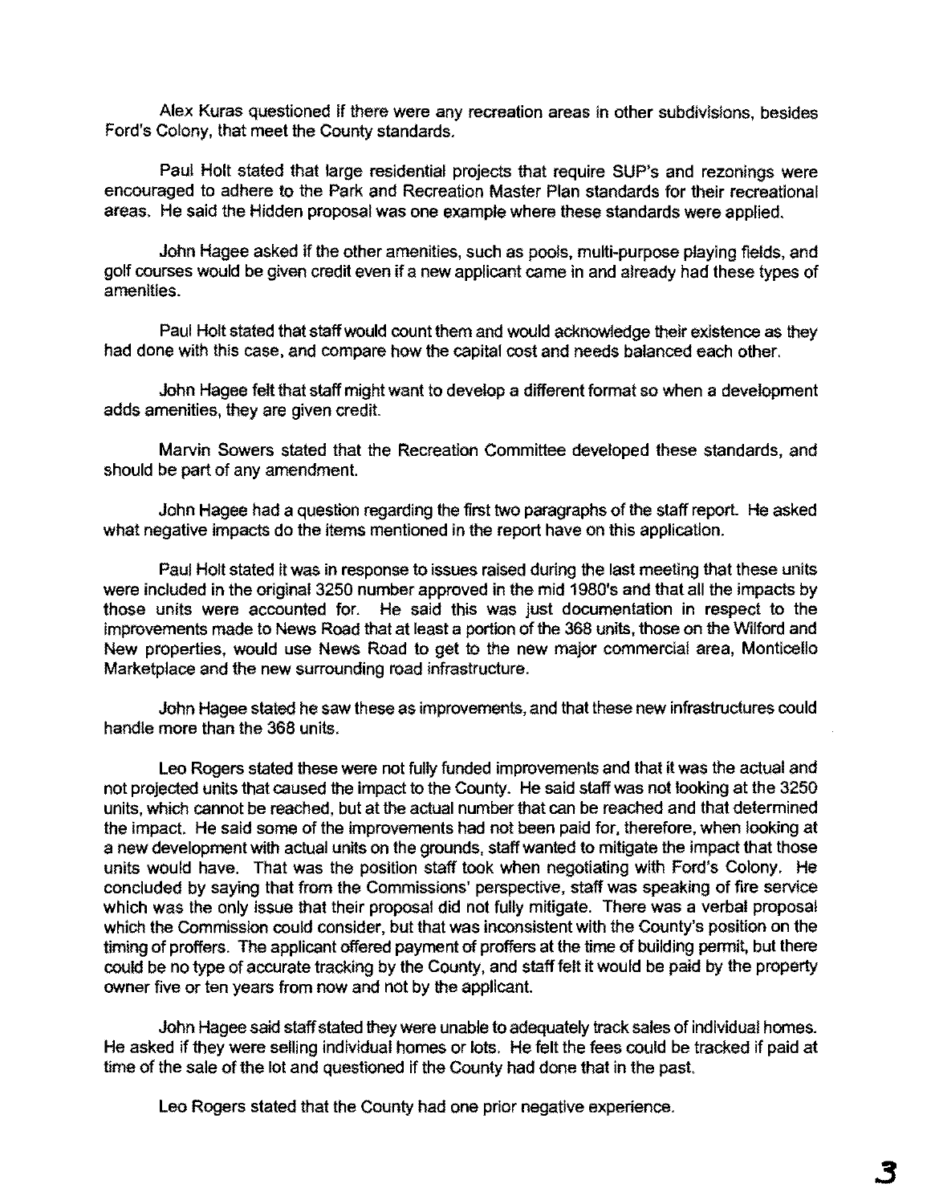Alex Kuras questioned if there were any recreation areas in other subdivisions, besides Ford's Colony, that meet the County standards.

Paul Holt stated that large residential projects that require SUP's and rezonings were encouraged to adhere to the Park and Recreation Master Plan standards for their recreational areas. He said the Hidden proposal was one example where these standards were applied.

John Hagee asked if the other amenities, such as pools, multi-purpose playing fields, and golf courses would be given credit even if a new applicant came in and already had these types of amenities.

Paul Holt stated that staff would count them and would acknowledge their existence as they had done with this case, and compare how the capital cost and needs balanced each other.

John Hagee felt that staff might want to develop a different format so when a development adds amenities, they are given credit.

Marvin Sowers stated that the Recreation Committee developed these standards, and should be part of any amendment.

John Hagee had a question regarding the first two paragraphs of the staff report. He asked what negative impacts do the items mentioned in the report have on this application.

Paul Holt stated it was in response to issues raised during the last meeting that these units were included in the original 3250 number approved in the mid 1980's and that all the impacts by those units were accounted for. He said this was just documentation in respect to the improvements made to News Road that at least a portion of the 368 units, those on the Wilford and New properties, would use News Road to get to the new major commercial area, Monticello Marketplace and the new surrounding road infrastructure.

John Hagee stated he saw these as improvements, and that these new infrastructures could handle more than the 368 units.

Leo Rogers stated these were not fully funded improvements and that it was the actual and not projected units that caused the impact to the County. He said staff was not looking at the 3250 units, which cannot be reached, but at the actual number that can be reached and that determined the impact. He said some of the improvements had not been paid for, therefore, when looking at a new development with actual units on the grounds, staff wanted to mitigate the impact that those units would have. That was the position staff took when negotiating with Ford's Colony. He concluded by saying that from the Commissions' perspective, staff was speaking of fire service which was the only issue that their proposal did not fully mitigate. There was a verbal proposal which the Commission could consider, but that was inconsistent with the County's position on the timing of proffers. The applicant offered payment of proffers at the time of building permit, but there could be no type of accurate tracking by the County, and staff felt it would be paid by the property owner five or ten years from now and not by the applicant.

John Hagee said staff stated they were unable to adequately track sales of individual homes. He asked if they were selling individual homes or lots. He felt the fees could be tracked if paid at time of the sale of the lot and questioned if the County had done that in the past.

Leo Rogers stated that the County had one prior negative experience.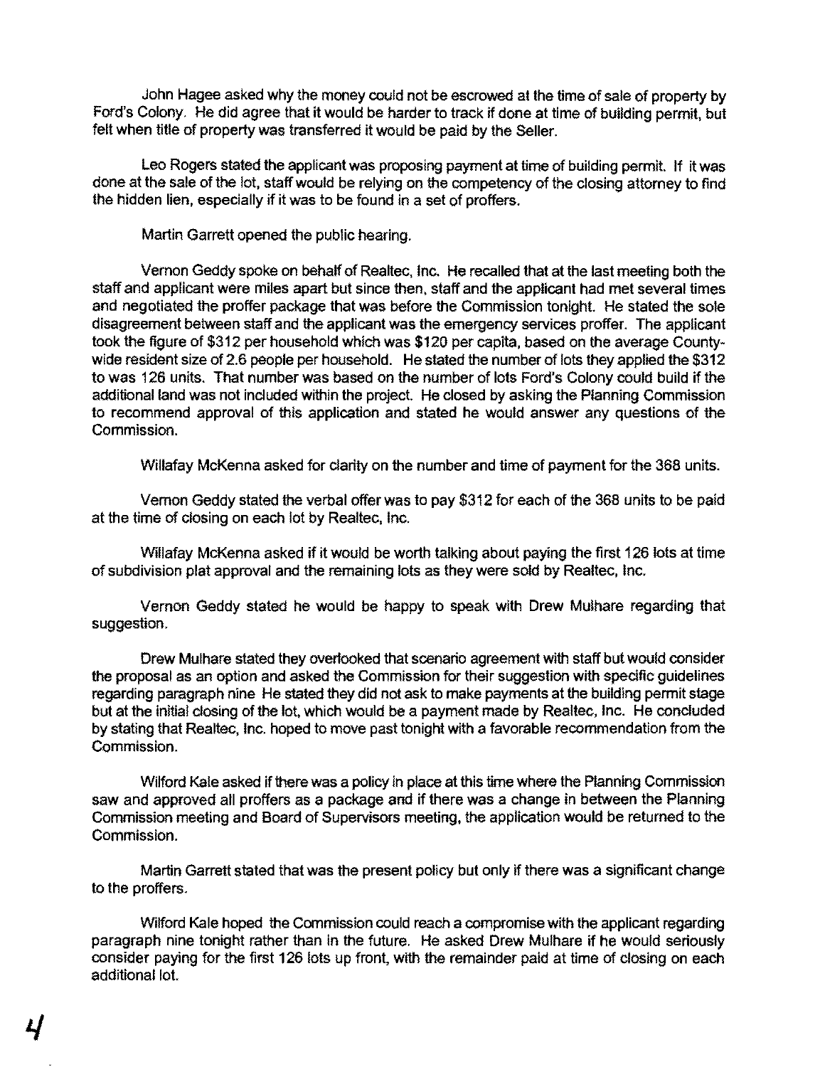John Hagee asked why the money could not be escrowed at the time of sale of property by Ford's Colony. He did agree that it would be harder to track if done at time of building permit, but felt when title of property was transferred it would be paid by the Seller.

Leo Rogers stated the applicant was proposing payment at time of building permit. If it was done at the sale of the lot, staff would be relying on the competency of the closing attorney to find the hidden lien, especially if it was to be found in a set of proffers.

Martin Garrett opened the public hearing.

Vernon Geddy spoke on behalf of Realtec, Inc. He recalled that at the last meeting both the staff and applicant were miles apart but since then, staff and the applicant had met several times and negotiated the proffer package that was before the Commission tonight. He stated the sole disagreement between staff and the applicant was the emergency services proffer. The applicant took the figure of $312 per household which was $120 per capita, based on the average County-wide resident size of 2.6 people per household. He stated the number of lots they applied the $312 to was 126 units. That number was based on the number of lots Ford's Colony could build if the additional land was not included within the project. He closed by asking the Planning Commission to recommend approval of this application and stated he would answer any questions of the Commission.

Willafay McKenna asked for clarity on the number and time of payment for the 368 units.

Vernon Geddy stated the verbal offer was to pay $312 for each of the 368 units to be paid at the time of closing on each lot by Realtec, Inc.

Willafay McKenna asked if it would be worth talking about paying the first 126 lots at time of subdivision plat approval and the remaining lots as they were sold by Realtec, Inc.

Vernon Geddy stated he would be happy to speak with Drew Mulhare regarding that suggestion.

Drew Mulhare stated they overlooked that scenario agreement with staff but would consider the proposal as an option and asked the Commission for their suggestion with specific guidelines regarding paragraph nine He stated they did not ask to make payments at the building permit stage but at the initial closing of the lot, which would be a payment made by Realtec, Inc. He concluded by stating that Realtec, Inc. hoped to move past tonight with a favorable recommendation from the Commission.

Wilford Kale asked if there was a policy in place at this time where the Planning Commission saw and approved all proffers as a package and if there was a change in between the Planning Commission meeting and Board of Supervisors meeting, the application would be returned to the Commission.

Martin Garrett stated that was the present policy but only if there was a significant change to the proffers.

Wilford Kale hoped the Commission could reach a compromise with the applicant regarding paragraph nine tonight rather than in the future. He asked Drew Mulhare if he would seriously consider paying for the first 126 lots up front, with the remainder paid at time of closing on each additional lot.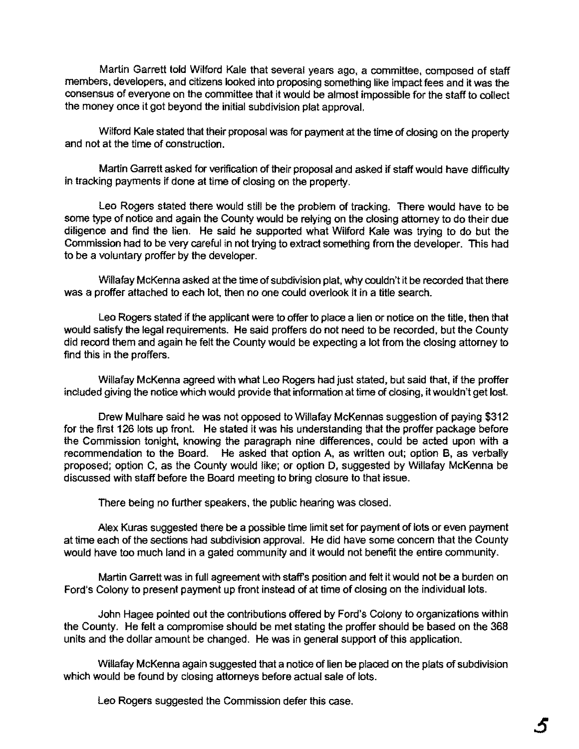Martin Garrett told Wilford Kale that several years ago, a committee, composed of staff members, developers, and citizens looked into proposing something like impact fees and it was the consensus of everyone on the committee that it would be almost impossible for the staff to collect the money once it got beyond the initial subdivision plat approval.

Wilford Kale stated that their proposal was for payment at the time of closing on the property and not at the time of construction.

Martin Garrett asked for verification of their proposal and asked if staff would have difficulty in tracking payments if done at time of closing on the property.

Leo Rogers stated there would still be the problem of tracking. There would have to be some type of notice and again the County would be relying on the closing attorney to do their due diligence and find the lien. He said he supported what Wilford Kale was trying to do but the Commission had to be very careful in not trying to extract something from the developer. This had to be a voluntary proffer by the developer.

Willafay McKenna asked at the time of subdivision plat, why couldn't it be recorded that there was a proffer attached to each lot, then no one could overlook it in a title search.

Leo Rogers stated if the applicant were to offer to place a lien or notice on the title, then that would satisfy the legal requirements. He said proffers do not need to be recorded, but the County did record them and again he felt the County would be expecting a lot from the closing attorney to find this in the proffers.

Willafay McKenna agreed with what Leo Rogers had just stated, but said that, if the proffer included giving the notice which would provide that information at time of closing, it wouldn't get lost.

Drew Mulhare said he was not opposed to Willafay McKennas suggestion of paying $312 for the first 126 lots up front. He stated it was his understanding that the proffer package before the Commission tonight, knowing the paragraph nine differences, could be acted upon with a recommendation to the Board. He asked that option A, as written out; option B, as verbally proposed; option C, as the County would like; or option D, suggested by Willafay McKenna be discussed with staff before the Board meeting to bring closure to that issue.

There being no further speakers, the public hearing was closed.

Alex Kuras suggested there be a possible time limit set for payment of lots or even payment at time each of the sections had subdivision approval. He did have some concern that the County would have too much land in a gated community and it would not benefit the entire community.

Martin Garrett was in full agreement with staff's position and felt it would not be a burden on Ford's Colony to present payment up front instead of at time of closing on the individual lots.

John Hagee pointed out the contributions offered by Ford's Colony to organizations within the County. He felt a compromise should be met stating the proffer should be based on the 368 units and the dollar amount be changed. He was in general support of this application.

Willafay McKenna again suggested that a notice of lien be placed on the plats of subdivision which would be found by closing attorneys before actual sale of lots.

Leo Rogers suggested the Commission defer this case.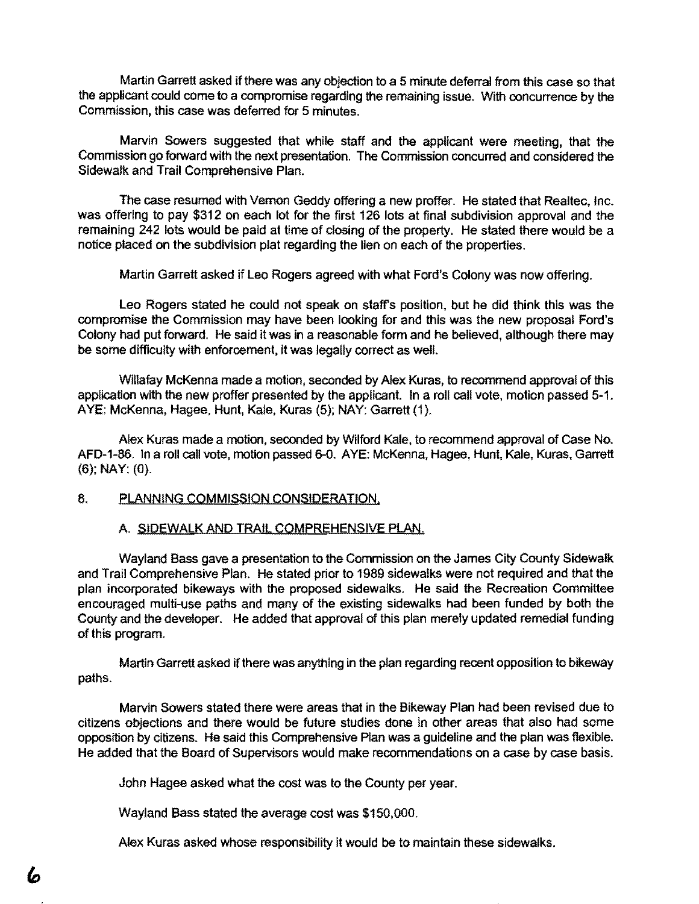Martin Garrett asked if there was any objection to a 5 minute deferral from this case so that the applicant could come to a compromise regarding the remaining issue. With concurrence by the Commission, this case was deferred for 5 minutes.

Marvin Sowers suggested that while staff and the applicant were meeting, that the Commission go forward with the next presentation. The Commission concurred and considered the Sidewalk and Trail Comprehensive Plan.

The case resumed with Vernon Geddy offering a new proffer. He stated that Realtec, Inc. was offering to pay $312 on each lot for the first 126 lots at final subdivision approval and the remaining 242 lots would be paid at time of closing of the property. He stated there would be a notice placed on the subdivision plat regarding the lien on each of the properties.

Martin Garrett asked if Leo Rogers agreed with what Ford's Colony was now offering.

Leo Rogers stated he could not speak on staff's position, but he did think this was the compromise the Commission may have been looking for and this was the new proposal Ford's Colony had put forward. He said it was in a reasonable form and he believed, although there may be some difficulty with enforcement, it was legally correct as well.

Willafay McKenna made a motion, seconded by Alex Kuras, to recommend approval of this application with the new proffer presented by the applicant. In a roll call vote, motion passed 5-1. AYE: McKenna, Hagee, Hunt, Kale, Kuras (5); NAY: Garrett (1).

Alex Kuras made a motion, seconded by Wilford Kale, to recommend approval of Case No. AFD-1-86. In a roll call vote, motion passed 6-0. AYE: McKenna, Hagee, Hunt, Kale, Kuras, Garrett (6); NAY: (0).

8. PLANNING COMMISSION CONSIDERATION.

A. SIDEWALK AND TRAIL COMPREHENSIVE PLAN.

Wayland Bass gave a presentation to the Commission on the James City County Sidewalk and Trail Comprehensive Plan. He stated prior to 1989 sidewalks were not required and that the plan incorporated bikeways with the proposed sidewalks. He said the Recreation Committee encouraged multi-use paths and many of the existing sidewalks had been funded by both the County and the developer. He added that approval of this plan merely updated remedial funding of this program.

Martin Garrett asked if there was anything in the plan regarding recent opposition to bikeway paths.

Marvin Sowers stated there were areas that in the Bikeway Plan had been revised due to citizens objections and there would be future studies done in other areas that also had some opposition by citizens. He said this Comprehensive Plan was a guideline and the plan was flexible. He added that the Board of Supervisors would make recommendations on a case by case basis.

John Hagee asked what the cost was to the County per year.

Wayland Bass stated the average cost was $150,000.

Alex Kuras asked whose responsibility it would be to maintain these sidewalks.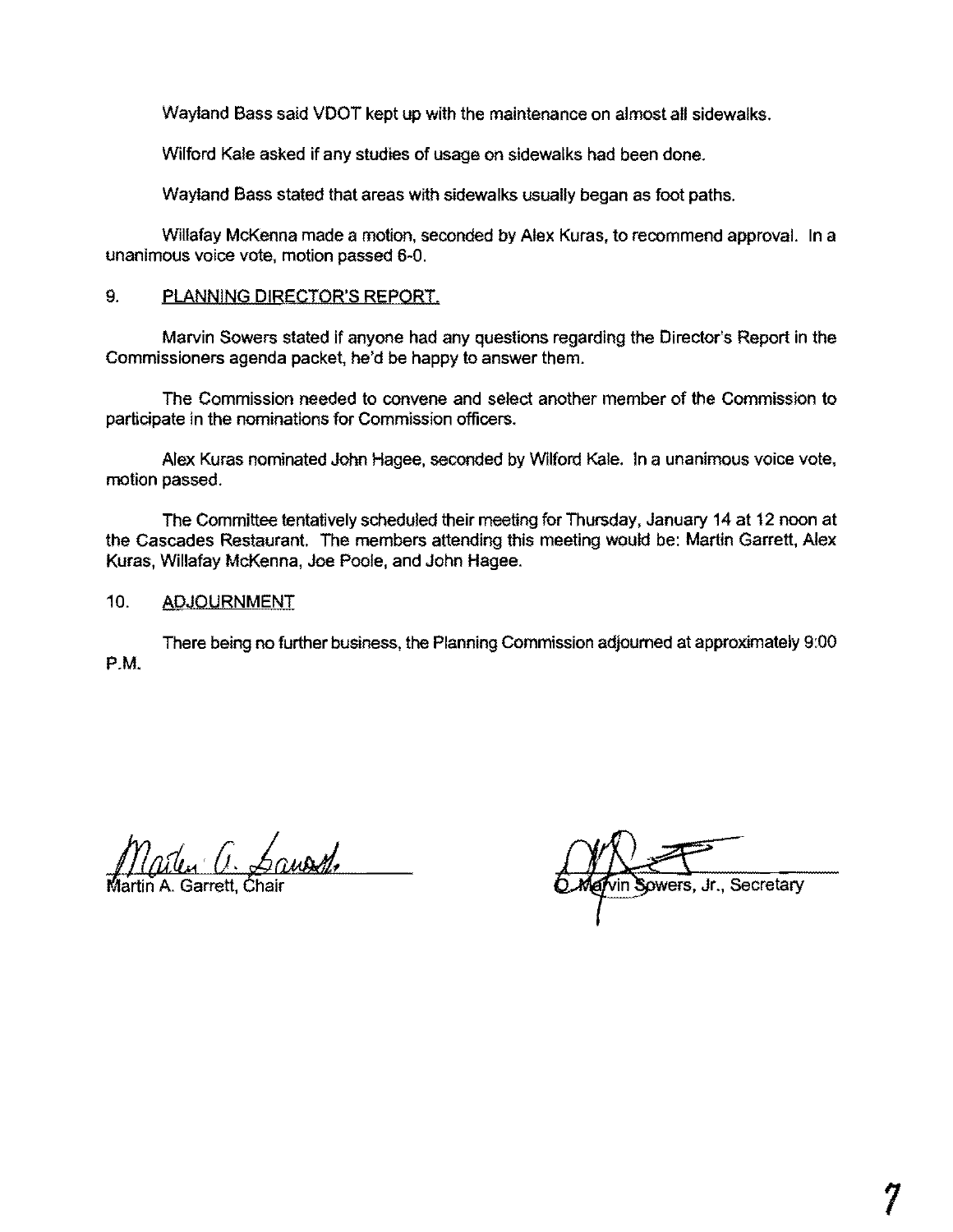Wayland Bass said VDOT kept up with the maintenance on almost all sidewalks.

Wilford Kale asked if any studies of usage on sidewalks had been done.

Wayland Bass stated that areas with sidewalks usually began as foot paths.

Willafay McKenna made a motion, seconded by Alex Kuras, to recommend approval. In a unanimous voice vote, motion passed 6-0.

9. PLANNING DIRECTOR'S REPORT.

Marvin Sowers stated if anyone had any questions regarding the Director's Report in the Commissioners agenda packet, he'd be happy to answer them.

The Commission needed to convene and select another member of the Commission to participate in the nominations for Commission officers.

Alex Kuras nominated John Hagee, seconded by Wilford Kale. In a unanimous voice vote, motion passed.

The Committee tentatively scheduled their meeting for Thursday, January 14 at 12 noon at the Cascades Restaurant. The members attending this meeting would be: Martin Garrett, Alex Kuras, Willafay McKenna, Joe Poole, and John Hagee.

10. ADJOURNMENT

There being no further business, the Planning Commission adjourned at approximately 9:00 P.M.

Martin A. Garrett, Chair

O. Marvin Sowers, Jr., Secretary